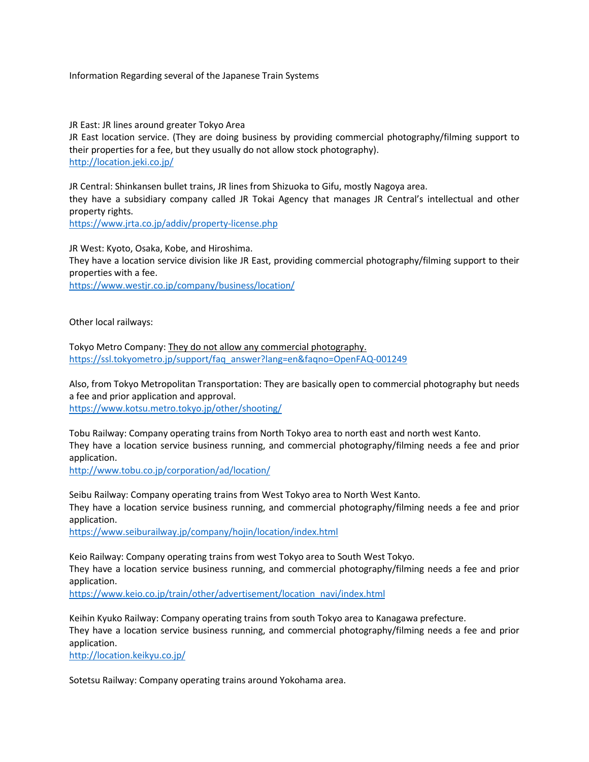Information Regarding several of the Japanese Train Systems

JR East: JR lines around greater Tokyo Area
JR East location service. (They are doing business by providing commercial photography/filming support to their properties for a fee, but they usually do not allow stock photography).
http://location.jeki.co.jp/

JR Central: Shinkansen bullet trains, JR lines from Shizuoka to Gifu, mostly Nagoya area.
they have a subsidiary company called JR Tokai Agency that manages JR Central's intellectual and other property rights.
https://www.jrta.co.jp/addiv/property-license.php

JR West: Kyoto, Osaka, Kobe, and Hiroshima.
They have a location service division like JR East, providing commercial photography/filming support to their properties with a fee.
https://www.westjr.co.jp/company/business/location/

Other local railways:

Tokyo Metro Company: They do not allow any commercial photography.
https://ssl.tokyometro.jp/support/faq_answer?lang=en&faqno=OpenFAQ-001249

Also, from Tokyo Metropolitan Transportation: They are basically open to commercial photography but needs a fee and prior application and approval.
https://www.kotsu.metro.tokyo.jp/other/shooting/

Tobu Railway: Company operating trains from North Tokyo area to north east and north west Kanto.
They have a location service business running, and commercial photography/filming needs a fee and prior application.
http://www.tobu.co.jp/corporation/ad/location/

Seibu Railway: Company operating trains from West Tokyo area to North West Kanto.
They have a location service business running, and commercial photography/filming needs a fee and prior application.
https://www.seiburailway.jp/company/hojin/location/index.html

Keio Railway: Company operating trains from west Tokyo area to South West Tokyo.
They have a location service business running, and commercial photography/filming needs a fee and prior application.
https://www.keio.co.jp/train/other/advertisement/location_navi/index.html

Keihin Kyuko Railway: Company operating trains from south Tokyo area to Kanagawa prefecture.
They have a location service business running, and commercial photography/filming needs a fee and prior application.
http://location.keikyu.co.jp/

Sotetsu Railway: Company operating trains around Yokohama area.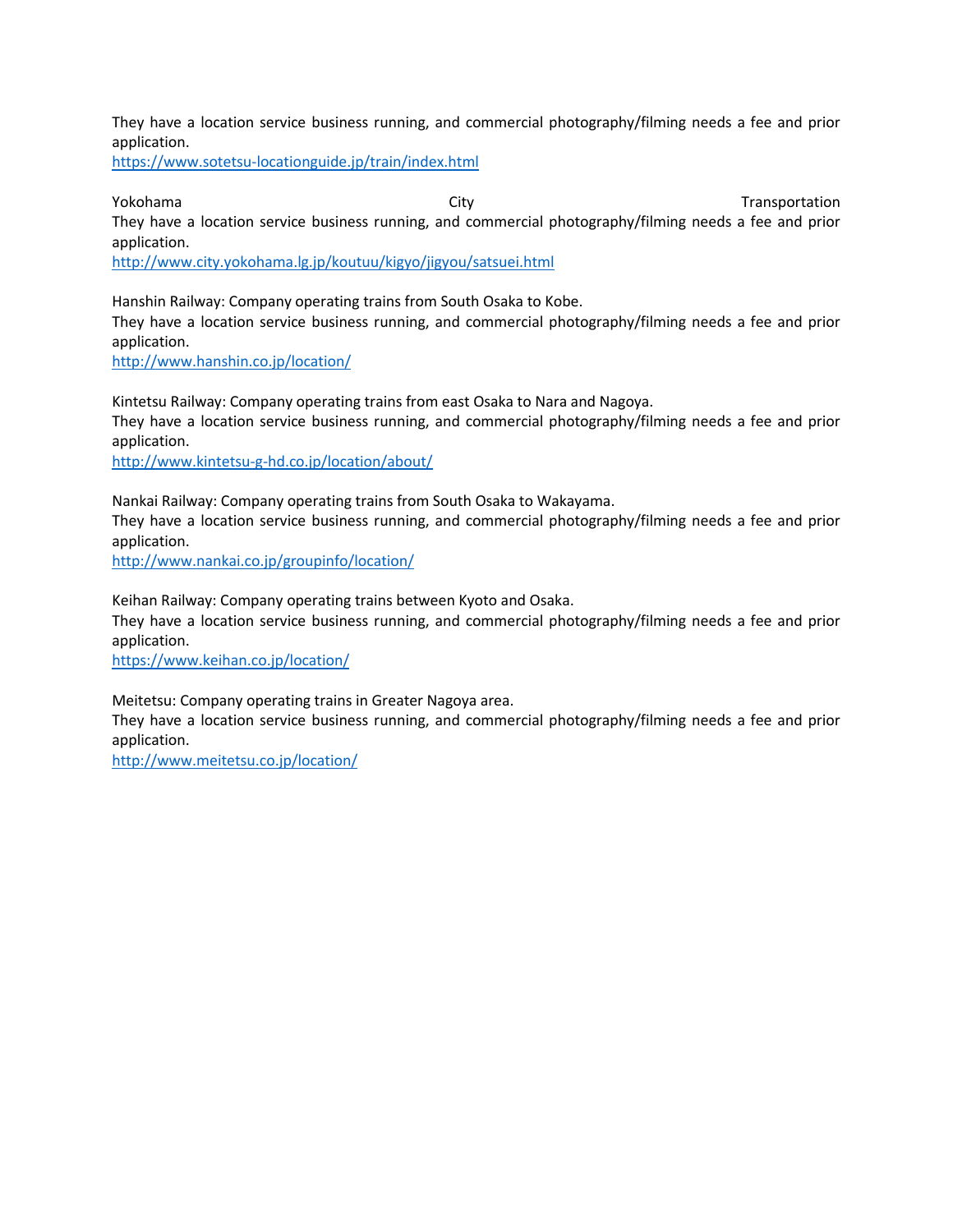They have a location service business running, and commercial photography/filming needs a fee and prior application.
https://www.sotetsu-locationguide.jp/train/index.html

Yokohama City Transportation
They have a location service business running, and commercial photography/filming needs a fee and prior application.
http://www.city.yokohama.lg.jp/koutuu/kigyo/jigyou/satsuei.html

Hanshin Railway: Company operating trains from South Osaka to Kobe.
They have a location service business running, and commercial photography/filming needs a fee and prior application.
http://www.hanshin.co.jp/location/

Kintetsu Railway: Company operating trains from east Osaka to Nara and Nagoya.
They have a location service business running, and commercial photography/filming needs a fee and prior application.
http://www.kintetsu-g-hd.co.jp/location/about/

Nankai Railway: Company operating trains from South Osaka to Wakayama.
They have a location service business running, and commercial photography/filming needs a fee and prior application.
http://www.nankai.co.jp/groupinfo/location/

Keihan Railway: Company operating trains between Kyoto and Osaka.
They have a location service business running, and commercial photography/filming needs a fee and prior application.
https://www.keihan.co.jp/location/

Meitetsu: Company operating trains in Greater Nagoya area.
They have a location service business running, and commercial photography/filming needs a fee and prior application.
http://www.meitetsu.co.jp/location/